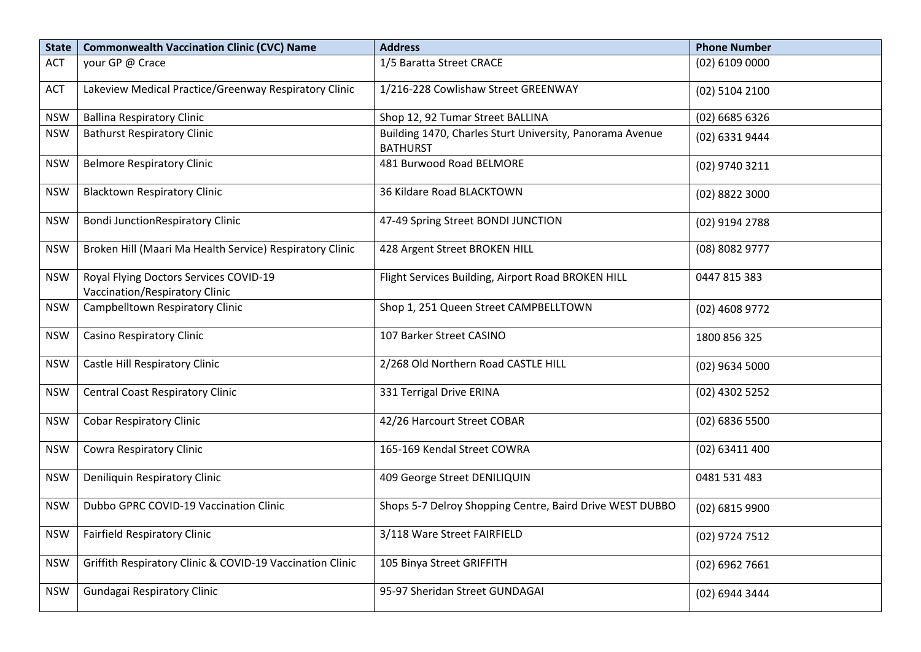| State | Commonwealth Vaccination Clinic (CVC) Name | Address | Phone Number |
|---|---|---|---|
| ACT | your GP @ Crace | 1/5 Baratta Street CRACE | (02) 6109 0000 |
| ACT | Lakeview Medical Practice/Greenway Respiratory Clinic | 1/216-228 Cowlishaw Street GREENWAY | (02) 5104 2100 |
| NSW | Ballina Respiratory Clinic | Shop 12, 92 Tumar Street BALLINA | (02) 6685 6326 |
| NSW | Bathurst Respiratory Clinic | Building 1470, Charles Sturt University, Panorama Avenue BATHURST | (02) 6331 9444 |
| NSW | Belmore Respiratory Clinic | 481 Burwood Road BELMORE | (02) 9740 3211 |
| NSW | Blacktown Respiratory Clinic | 36 Kildare Road BLACKTOWN | (02) 8822 3000 |
| NSW | Bondi JunctionRespiratory Clinic | 47-49 Spring Street BONDI JUNCTION | (02) 9194 2788 |
| NSW | Broken Hill (Maari Ma Health Service) Respiratory Clinic | 428 Argent Street BROKEN HILL | (08) 8082 9777 |
| NSW | Royal Flying Doctors Services COVID-19 Vaccination/Respiratory Clinic | Flight Services Building, Airport Road BROKEN HILL | 0447 815 383 |
| NSW | Campbelltown Respiratory Clinic | Shop 1, 251 Queen Street CAMPBELLTOWN | (02) 4608 9772 |
| NSW | Casino Respiratory Clinic | 107 Barker Street CASINO | 1800 856 325 |
| NSW | Castle Hill Respiratory Clinic | 2/268 Old Northern Road CASTLE HILL | (02) 9634 5000 |
| NSW | Central Coast Respiratory Clinic | 331 Terrigal Drive ERINA | (02) 4302 5252 |
| NSW | Cobar Respiratory Clinic | 42/26 Harcourt Street COBAR | (02) 6836 5500 |
| NSW | Cowra Respiratory Clinic | 165-169 Kendal Street COWRA | (02) 63411 400 |
| NSW | Deniliquin Respiratory Clinic | 409 George Street DENILIQUIN | 0481 531 483 |
| NSW | Dubbo GPRC COVID-19 Vaccination Clinic | Shops 5-7 Delroy Shopping Centre, Baird Drive WEST DUBBO | (02) 6815 9900 |
| NSW | Fairfield Respiratory Clinic | 3/118 Ware Street FAIRFIELD | (02) 9724 7512 |
| NSW | Griffith Respiratory Clinic & COVID-19 Vaccination Clinic | 105 Binya Street GRIFFITH | (02) 6962 7661 |
| NSW | Gundagai Respiratory Clinic | 95-97 Sheridan Street GUNDAGAI | (02) 6944 3444 |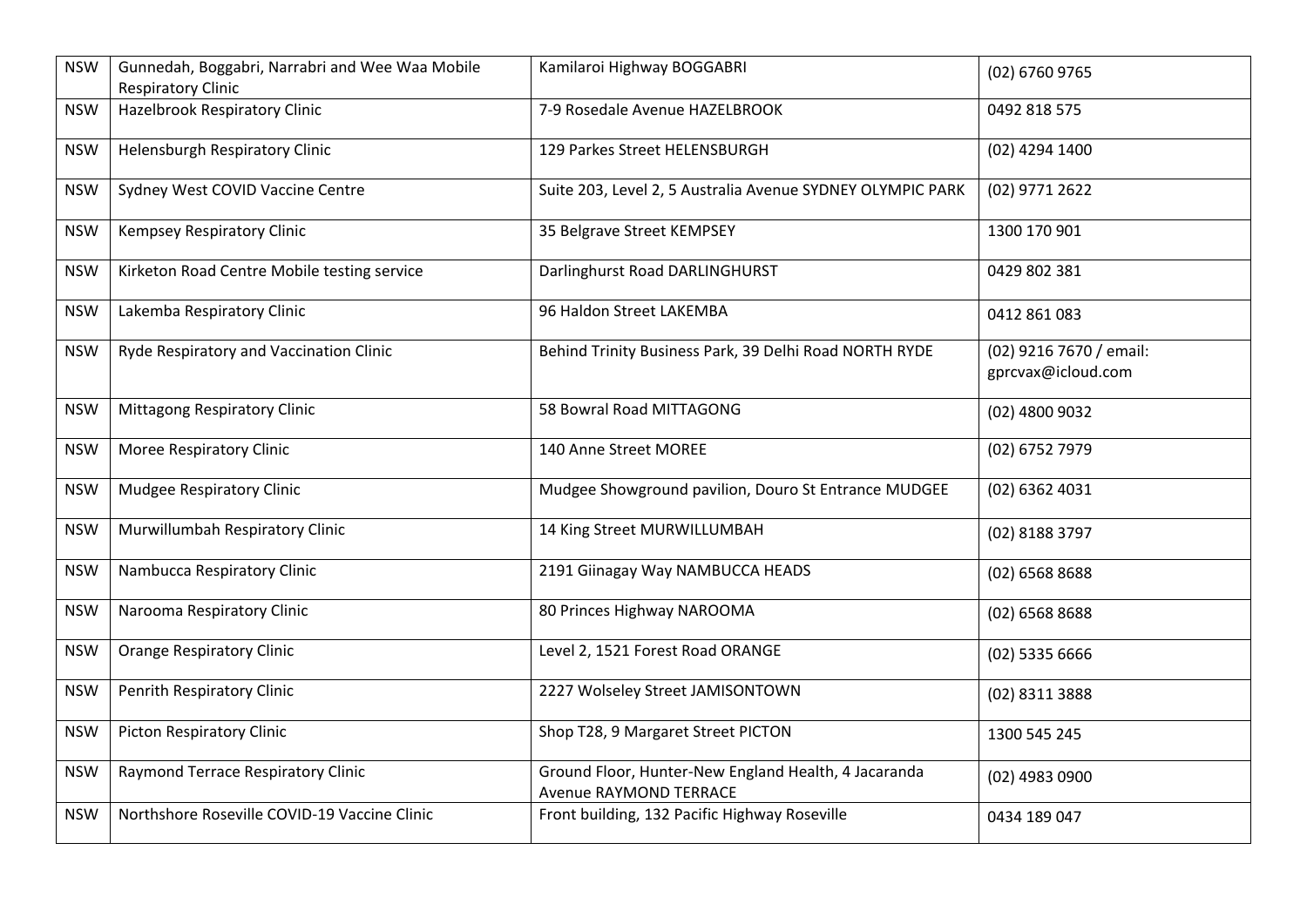| NSW | Gunnedah, Boggabri, Narrabri and Wee Waa Mobile Respiratory Clinic | Kamilaroi Highway BOGGABRI | (02) 6760 9765 |
|---|---|---|---|
| NSW | Hazelbrook Respiratory Clinic | 7-9 Rosedale Avenue HAZELBROOK | 0492 818 575 |
| NSW | Helensburgh Respiratory Clinic | 129 Parkes Street HELENSBURGH | (02) 4294 1400 |
| NSW | Sydney West COVID Vaccine Centre | Suite 203, Level 2, 5 Australia Avenue SYDNEY OLYMPIC PARK | (02) 9771 2622 |
| NSW | Kempsey Respiratory Clinic | 35 Belgrave Street KEMPSEY | 1300 170 901 |
| NSW | Kirketon Road Centre Mobile testing service | Darlinghurst Road DARLINGHURST | 0429 802 381 |
| NSW | Lakemba Respiratory Clinic | 96 Haldon Street LAKEMBA | 0412 861 083 |
| NSW | Ryde Respiratory and Vaccination Clinic | Behind Trinity Business Park, 39 Delhi Road NORTH RYDE | (02) 9216 7670 / email: gprcvax@icloud.com |
| NSW | Mittagong Respiratory Clinic | 58 Bowral Road MITTAGONG | (02) 4800 9032 |
| NSW | Moree Respiratory Clinic | 140 Anne Street MOREE | (02) 6752 7979 |
| NSW | Mudgee Respiratory Clinic | Mudgee Showground pavilion, Douro St Entrance MUDGEE | (02) 6362 4031 |
| NSW | Murwillumbah Respiratory Clinic | 14 King Street MURWILLUMBAH | (02) 8188 3797 |
| NSW | Nambucca Respiratory Clinic | 2191 Giinagay Way NAMBUCCA HEADS | (02) 6568 8688 |
| NSW | Narooma Respiratory Clinic | 80 Princes Highway NAROOMA | (02) 6568 8688 |
| NSW | Orange Respiratory Clinic | Level 2, 1521 Forest Road ORANGE | (02) 5335 6666 |
| NSW | Penrith Respiratory Clinic | 2227 Wolseley Street JAMISONTOWN | (02) 8311 3888 |
| NSW | Picton Respiratory Clinic | Shop T28, 9 Margaret Street PICTON | 1300 545 245 |
| NSW | Raymond Terrace Respiratory Clinic | Ground Floor, Hunter-New England Health, 4 Jacaranda Avenue RAYMOND TERRACE | (02) 4983 0900 |
| NSW | Northshore Roseville COVID-19 Vaccine Clinic | Front building, 132 Pacific Highway Roseville | 0434 189 047 |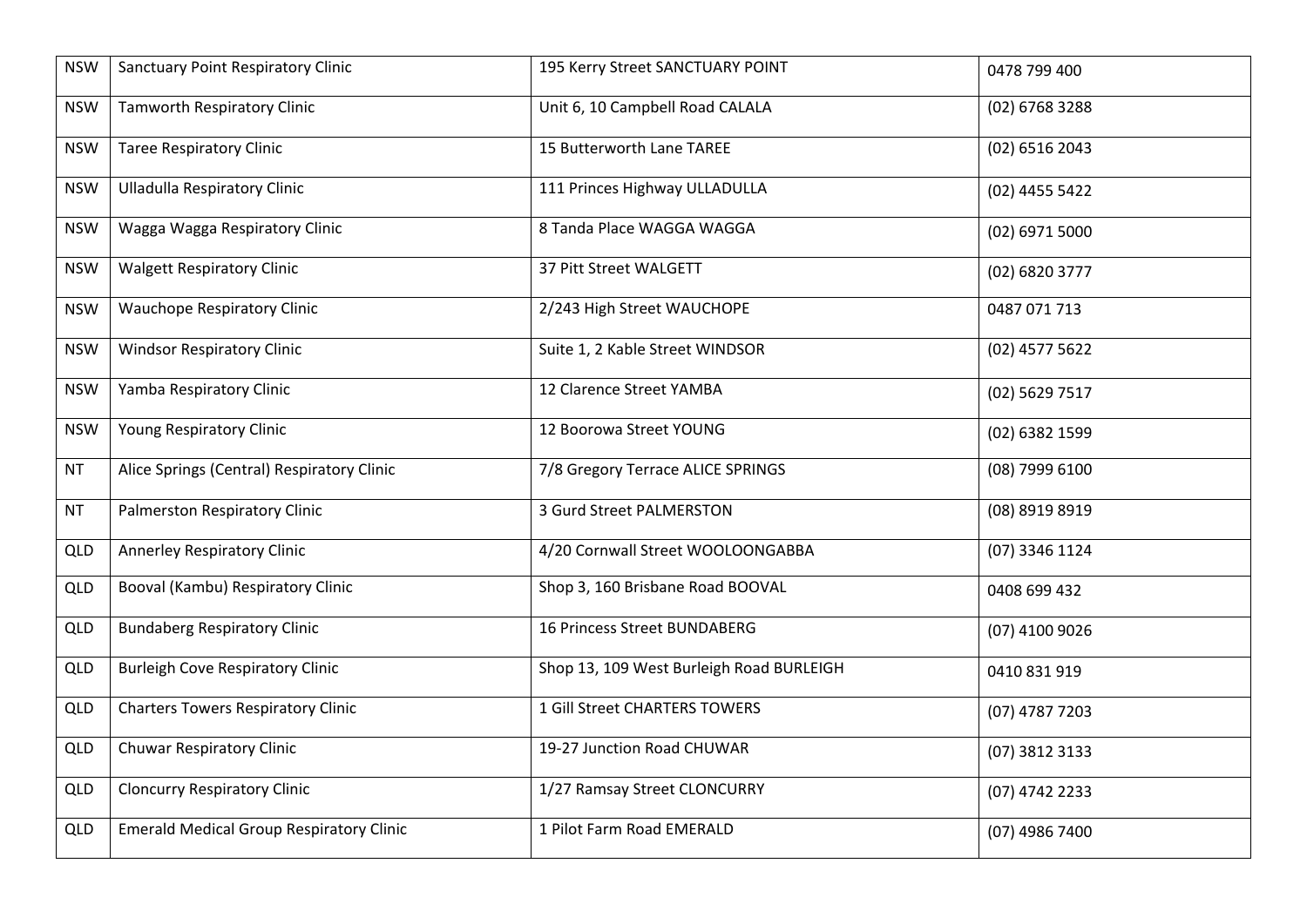| | | | |
|---|---|---|---|
| NSW | Sanctuary Point Respiratory Clinic | 195 Kerry Street SANCTUARY POINT | 0478 799 400 |
| NSW | Tamworth Respiratory Clinic | Unit 6, 10 Campbell Road CALALA | (02) 6768 3288 |
| NSW | Taree Respiratory Clinic | 15 Butterworth Lane TAREE | (02) 6516 2043 |
| NSW | Ulladulla Respiratory Clinic | 111 Princes Highway ULLADULLA | (02) 4455 5422 |
| NSW | Wagga Wagga Respiratory Clinic | 8 Tanda Place WAGGA WAGGA | (02) 6971 5000 |
| NSW | Walgett Respiratory Clinic | 37 Pitt Street WALGETT | (02) 6820 3777 |
| NSW | Wauchope Respiratory Clinic | 2/243 High Street WAUCHOPE | 0487 071 713 |
| NSW | Windsor Respiratory Clinic | Suite 1, 2 Kable Street WINDSOR | (02) 4577 5622 |
| NSW | Yamba Respiratory Clinic | 12 Clarence Street YAMBA | (02) 5629 7517 |
| NSW | Young Respiratory Clinic | 12 Boorowa Street YOUNG | (02) 6382 1599 |
| NT | Alice Springs (Central) Respiratory Clinic | 7/8 Gregory Terrace ALICE SPRINGS | (08) 7999 6100 |
| NT | Palmerston Respiratory Clinic | 3 Gurd Street PALMERSTON | (08) 8919 8919 |
| QLD | Annerley Respiratory Clinic | 4/20 Cornwall Street WOOLOONGABBA | (07) 3346 1124 |
| QLD | Booval (Kambu) Respiratory Clinic | Shop 3, 160 Brisbane Road BOOVAL | 0408 699 432 |
| QLD | Bundaberg Respiratory Clinic | 16 Princess Street BUNDABERG | (07) 4100 9026 |
| QLD | Burleigh Cove Respiratory Clinic | Shop 13, 109 West Burleigh Road BURLEIGH | 0410 831 919 |
| QLD | Charters Towers Respiratory Clinic | 1 Gill Street CHARTERS TOWERS | (07) 4787 7203 |
| QLD | Chuwar Respiratory Clinic | 19-27 Junction Road CHUWAR | (07) 3812 3133 |
| QLD | Cloncurry Respiratory Clinic | 1/27 Ramsay Street CLONCURRY | (07) 4742 2233 |
| QLD | Emerald Medical Group Respiratory Clinic | 1 Pilot Farm Road EMERALD | (07) 4986 7400 |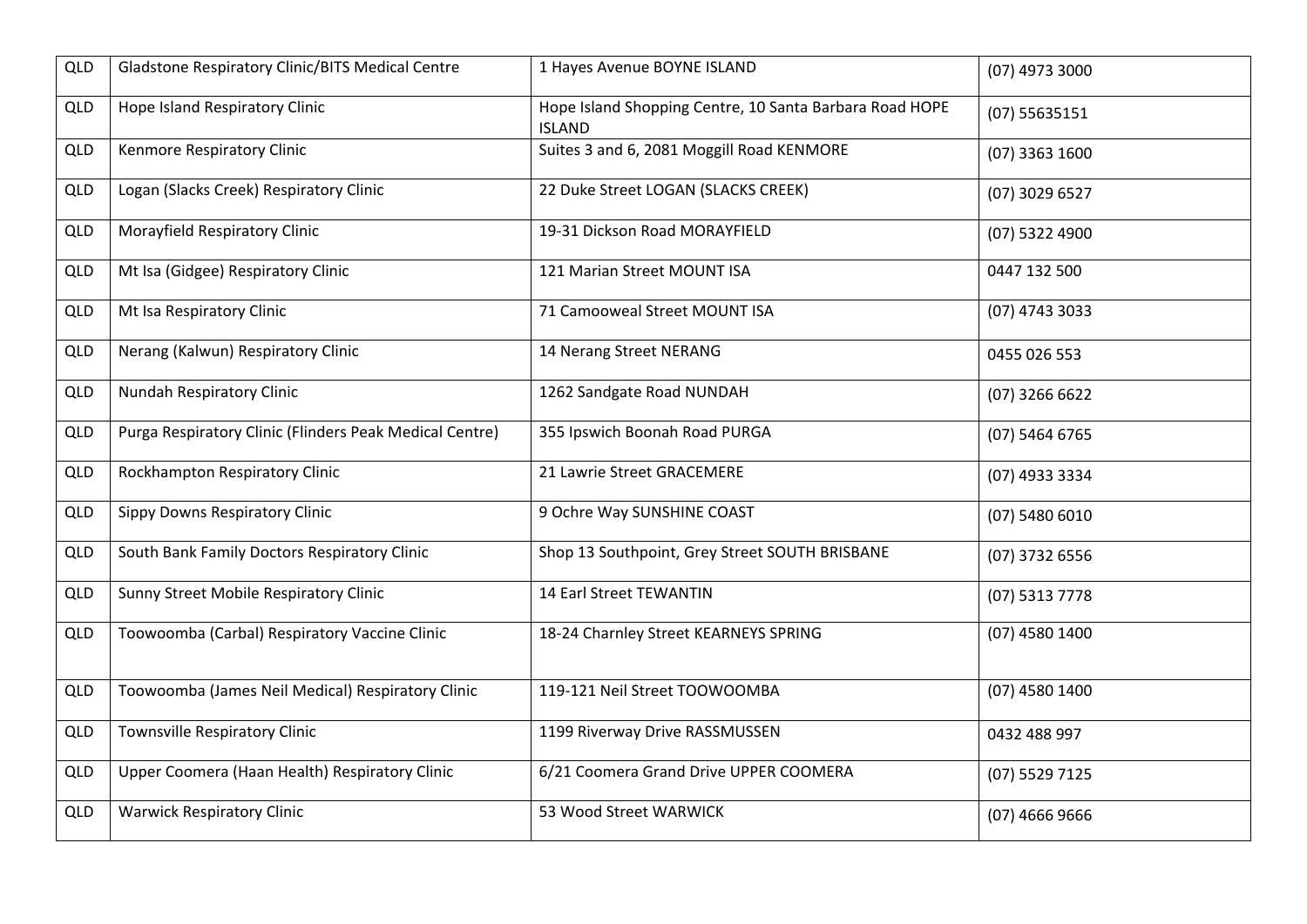| QLD | Gladstone Respiratory Clinic/BITS Medical Centre | 1 Hayes Avenue BOYNE ISLAND | (07) 4973 3000 |
|---|---|---|---|
| QLD | Hope Island Respiratory Clinic | Hope Island Shopping Centre, 10 Santa Barbara Road HOPE ISLAND | (07) 55635151 |
| QLD | Kenmore Respiratory Clinic | Suites 3 and 6, 2081 Moggill Road KENMORE | (07) 3363 1600 |
| QLD | Logan (Slacks Creek) Respiratory Clinic | 22 Duke Street LOGAN (SLACKS CREEK) | (07) 3029 6527 |
| QLD | Morayfield Respiratory Clinic | 19-31 Dickson Road MORAYFIELD | (07) 5322 4900 |
| QLD | Mt Isa (Gidgee) Respiratory Clinic | 121 Marian Street MOUNT ISA | 0447 132 500 |
| QLD | Mt Isa Respiratory Clinic | 71 Camooweal Street MOUNT ISA | (07) 4743 3033 |
| QLD | Nerang (Kalwun) Respiratory Clinic | 14 Nerang Street NERANG | 0455 026 553 |
| QLD | Nundah Respiratory Clinic | 1262 Sandgate Road NUNDAH | (07) 3266 6622 |
| QLD | Purga Respiratory Clinic (Flinders Peak Medical Centre) | 355 Ipswich Boonah Road PURGA | (07) 5464 6765 |
| QLD | Rockhampton Respiratory Clinic | 21 Lawrie Street GRACEMERE | (07) 4933 3334 |
| QLD | Sippy Downs Respiratory Clinic | 9 Ochre Way SUNSHINE COAST | (07) 5480 6010 |
| QLD | South Bank Family Doctors Respiratory Clinic | Shop 13 Southpoint, Grey Street SOUTH BRISBANE | (07) 3732 6556 |
| QLD | Sunny Street Mobile Respiratory Clinic | 14 Earl Street TEWANTIN | (07) 5313 7778 |
| QLD | Toowoomba (Carbal) Respiratory Vaccine Clinic | 18-24 Charnley Street KEARNEYS SPRING | (07) 4580 1400 |
| QLD | Toowoomba (James Neil Medical) Respiratory Clinic | 119-121 Neil Street TOOWOOMBA | (07) 4580 1400 |
| QLD | Townsville Respiratory Clinic | 1199 Riverway Drive RASSMUSSEN | 0432 488 997 |
| QLD | Upper Coomera (Haan Health) Respiratory Clinic | 6/21 Coomera Grand Drive UPPER COOMERA | (07) 5529 7125 |
| QLD | Warwick Respiratory Clinic | 53 Wood Street WARWICK | (07) 4666 9666 |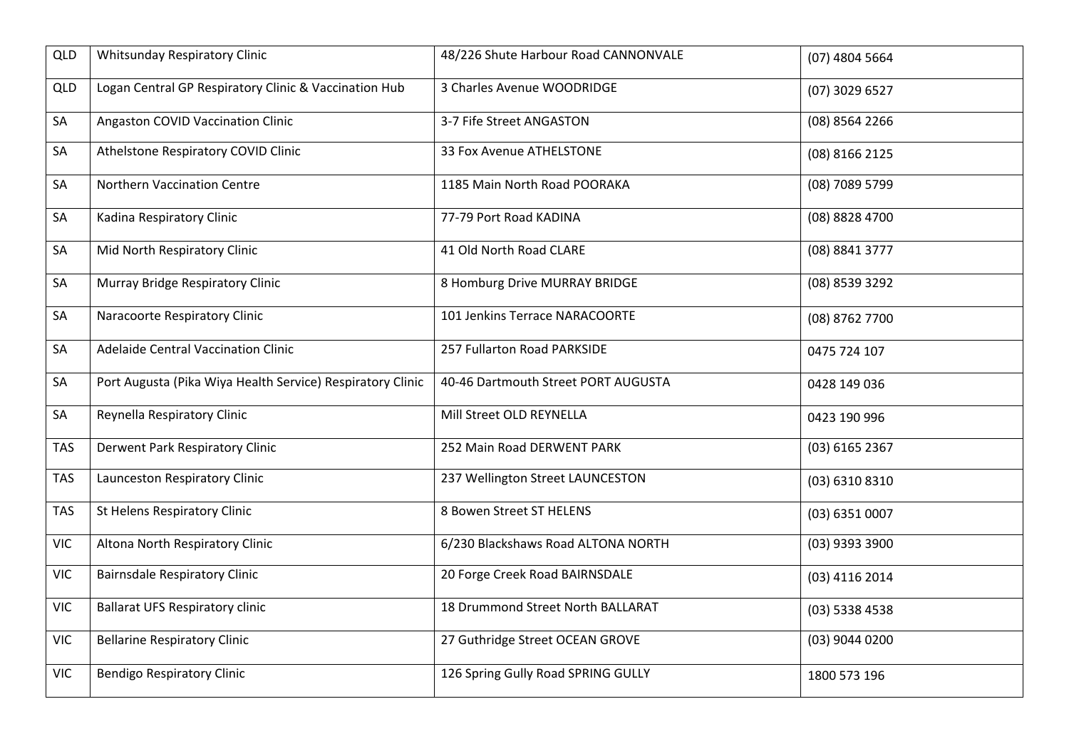| | | | |
|---|---|---|---|
| QLD | Whitsunday Respiratory Clinic | 48/226 Shute Harbour Road CANNONVALE | (07) 4804 5664 |
| QLD | Logan Central GP Respiratory Clinic & Vaccination Hub | 3 Charles Avenue WOODRIDGE | (07) 3029 6527 |
| SA | Angaston COVID Vaccination Clinic | 3-7 Fife Street ANGASTON | (08) 8564 2266 |
| SA | Athelstone Respiratory COVID Clinic | 33 Fox Avenue ATHELSTONE | (08) 8166 2125 |
| SA | Northern Vaccination Centre | 1185 Main North Road POORAKA | (08) 7089 5799 |
| SA | Kadina Respiratory Clinic | 77-79 Port Road KADINA | (08) 8828 4700 |
| SA | Mid North Respiratory Clinic | 41 Old North Road CLARE | (08) 8841 3777 |
| SA | Murray Bridge Respiratory Clinic | 8 Homburg Drive MURRAY BRIDGE | (08) 8539 3292 |
| SA | Naracoorte Respiratory Clinic | 101 Jenkins Terrace NARACOORTE | (08) 8762 7700 |
| SA | Adelaide Central Vaccination Clinic | 257 Fullarton Road PARKSIDE | 0475 724 107 |
| SA | Port Augusta (Pika Wiya Health Service) Respiratory Clinic | 40-46 Dartmouth Street PORT AUGUSTA | 0428 149 036 |
| SA | Reynella Respiratory Clinic | Mill Street OLD REYNELLA | 0423 190 996 |
| TAS | Derwent Park Respiratory Clinic | 252 Main Road DERWENT PARK | (03) 6165 2367 |
| TAS | Launceston Respiratory Clinic | 237 Wellington Street LAUNCESTON | (03) 6310 8310 |
| TAS | St Helens Respiratory Clinic | 8 Bowen Street ST HELENS | (03) 6351 0007 |
| VIC | Altona North Respiratory Clinic | 6/230 Blackshaws Road ALTONA NORTH | (03) 9393 3900 |
| VIC | Bairnsdale Respiratory Clinic | 20 Forge Creek Road BAIRNSDALE | (03) 4116 2014 |
| VIC | Ballarat UFS Respiratory clinic | 18 Drummond Street North BALLARAT | (03) 5338 4538 |
| VIC | Bellarine Respiratory Clinic | 27 Guthridge Street OCEAN GROVE | (03) 9044 0200 |
| VIC | Bendigo Respiratory Clinic | 126 Spring Gully Road SPRING GULLY | 1800 573 196 |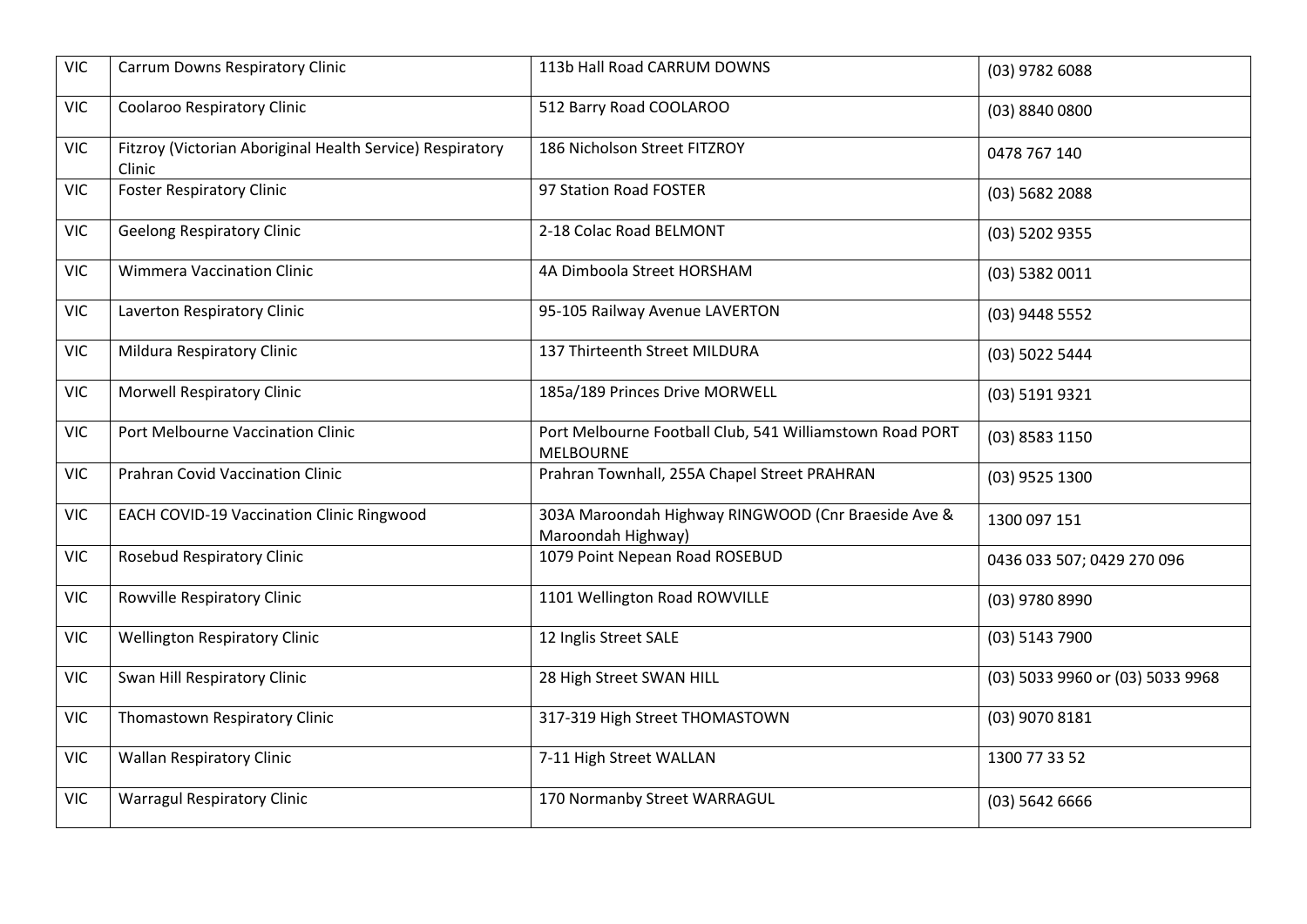| VIC | Carrum Downs Respiratory Clinic | 113b Hall Road CARRUM DOWNS | (03) 9782 6088 |
|---|---|---|---|
| VIC | Coolaroo Respiratory Clinic | 512 Barry Road COOLAROO | (03) 8840 0800 |
| VIC | Fitzroy (Victorian Aboriginal Health Service) Respiratory Clinic | 186 Nicholson Street FITZROY | 0478 767 140 |
| VIC | Foster Respiratory Clinic | 97 Station Road FOSTER | (03) 5682 2088 |
| VIC | Geelong Respiratory Clinic | 2-18 Colac Road BELMONT | (03) 5202 9355 |
| VIC | Wimmera Vaccination Clinic | 4A Dimboola Street HORSHAM | (03) 5382 0011 |
| VIC | Laverton Respiratory Clinic | 95-105 Railway Avenue LAVERTON | (03) 9448 5552 |
| VIC | Mildura Respiratory Clinic | 137 Thirteenth Street MILDURA | (03) 5022 5444 |
| VIC | Morwell Respiratory Clinic | 185a/189 Princes Drive MORWELL | (03) 5191 9321 |
| VIC | Port Melbourne Vaccination Clinic | Port Melbourne Football Club, 541 Williamstown Road PORT MELBOURNE | (03) 8583 1150 |
| VIC | Prahran Covid Vaccination Clinic | Prahran Townhall, 255A Chapel Street PRAHRAN | (03) 9525 1300 |
| VIC | EACH COVID-19 Vaccination Clinic Ringwood | 303A Maroondah Highway RINGWOOD (Cnr Braeside Ave & Maroondah Highway) | 1300 097 151 |
| VIC | Rosebud Respiratory Clinic | 1079 Point Nepean Road ROSEBUD | 0436 033 507; 0429 270 096 |
| VIC | Rowville Respiratory Clinic | 1101 Wellington Road ROWVILLE | (03) 9780 8990 |
| VIC | Wellington Respiratory Clinic | 12 Inglis Street SALE | (03) 5143 7900 |
| VIC | Swan Hill Respiratory Clinic | 28 High Street SWAN HILL | (03) 5033 9960 or (03) 5033 9968 |
| VIC | Thomastown Respiratory Clinic | 317-319 High Street THOMASTOWN | (03) 9070 8181 |
| VIC | Wallan Respiratory Clinic | 7-11 High Street WALLAN | 1300 77 33 52 |
| VIC | Warragul Respiratory Clinic | 170 Normanby Street WARRAGUL | (03) 5642 6666 |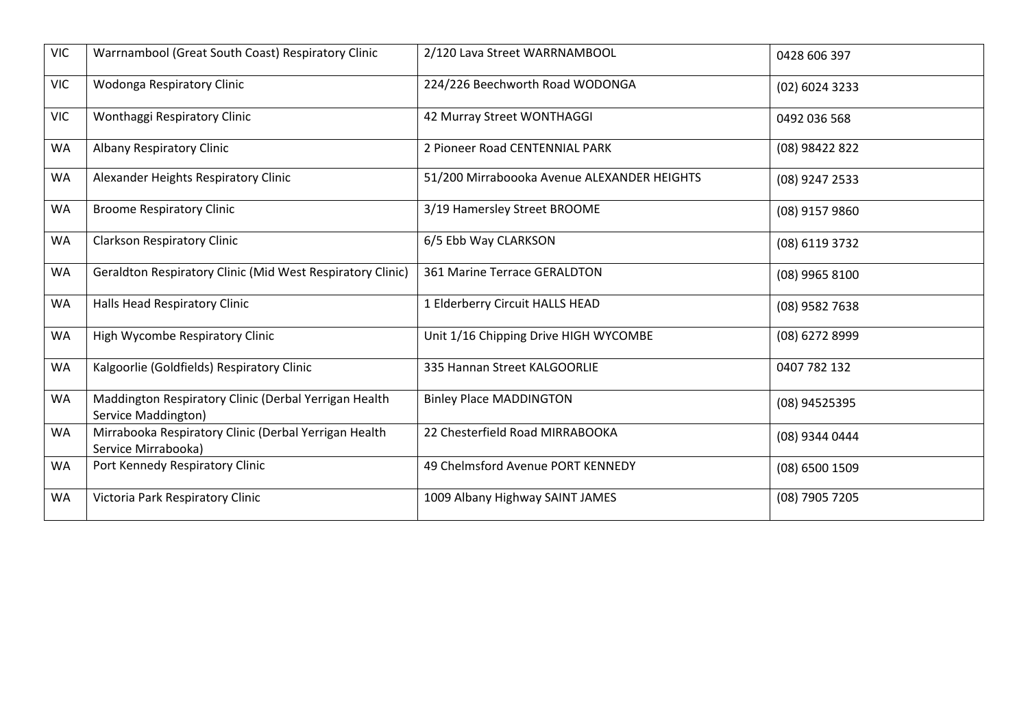| | | | |
|---|---|---|---|
| VIC | Warrnambool (Great South Coast) Respiratory Clinic | 2/120 Lava Street WARRNAMBOOL | 0428 606 397 |
| VIC | Wodonga Respiratory Clinic | 224/226 Beechworth Road WODONGA | (02) 6024 3233 |
| VIC | Wonthaggi Respiratory Clinic | 42 Murray Street WONTHAGGI | 0492 036 568 |
| WA | Albany Respiratory Clinic | 2 Pioneer Road CENTENNIAL PARK | (08) 98422 822 |
| WA | Alexander Heights Respiratory Clinic | 51/200 Mirraboooka Avenue ALEXANDER HEIGHTS | (08) 9247 2533 |
| WA | Broome Respiratory Clinic | 3/19 Hamersley Street BROOME | (08) 9157 9860 |
| WA | Clarkson Respiratory Clinic | 6/5 Ebb Way CLARKSON | (08) 6119 3732 |
| WA | Geraldton Respiratory Clinic (Mid West Respiratory Clinic) | 361 Marine Terrace GERALDTON | (08) 9965 8100 |
| WA | Halls Head Respiratory Clinic | 1 Elderberry Circuit HALLS HEAD | (08) 9582 7638 |
| WA | High Wycombe Respiratory Clinic | Unit 1/16 Chipping Drive HIGH WYCOMBE | (08) 6272 8999 |
| WA | Kalgoorlie (Goldfields) Respiratory Clinic | 335 Hannan Street KALGOORLIE | 0407 782 132 |
| WA | Maddington Respiratory Clinic (Derbal Yerrigan Health Service Maddington) | Binley Place MADDINGTON | (08) 94525395 |
| WA | Mirrabooka Respiratory Clinic (Derbal Yerrigan Health Service Mirrabooka) | 22 Chesterfield Road MIRRABOOKA | (08) 9344 0444 |
| WA | Port Kennedy Respiratory Clinic | 49 Chelmsford Avenue PORT KENNEDY | (08) 6500 1509 |
| WA | Victoria Park Respiratory Clinic | 1009 Albany Highway SAINT JAMES | (08) 7905 7205 |